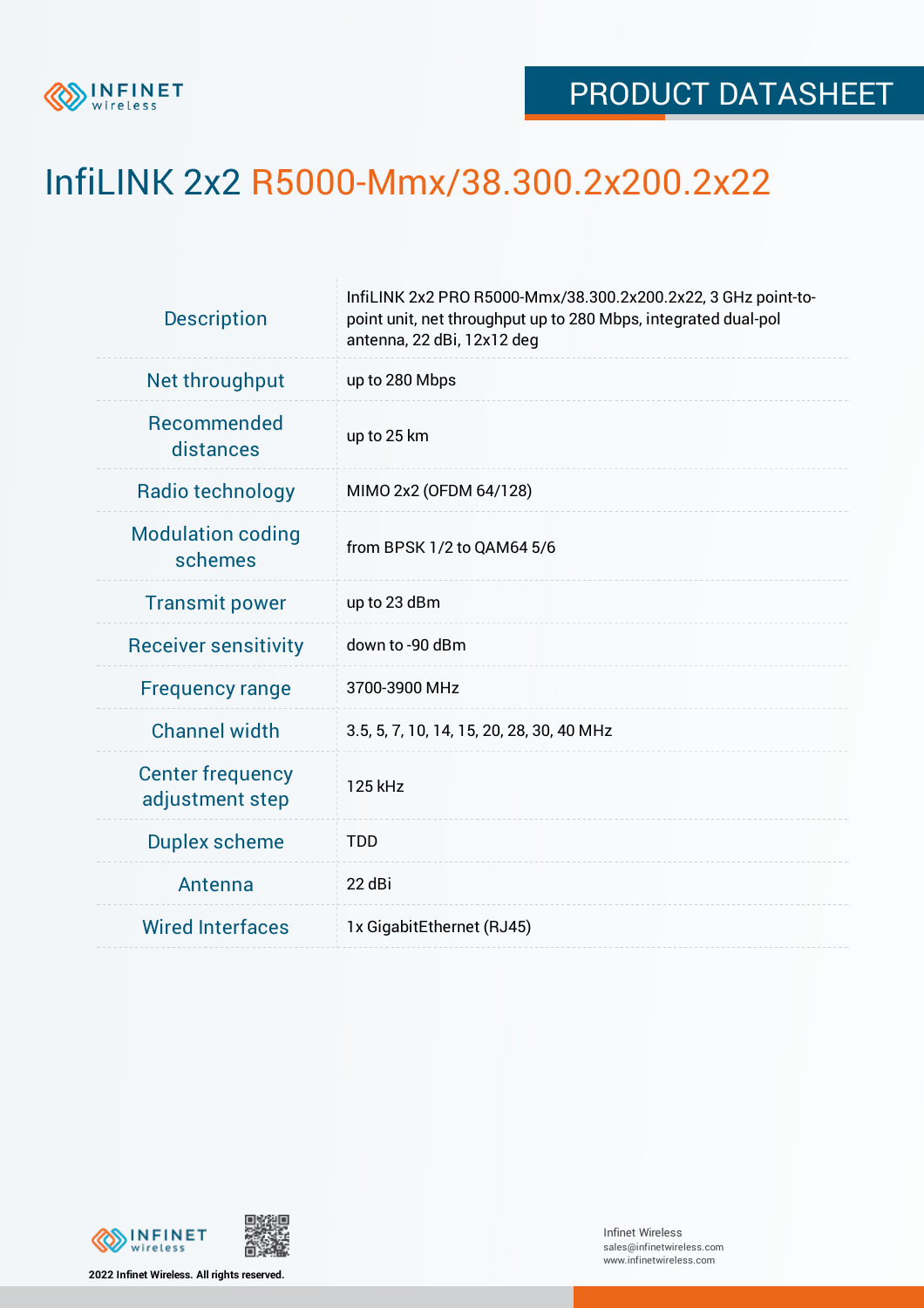PRODUCT DATASHEET

# InfiLINK 2x2 R5000-Mmx/38.300.2x200.2x22

| | |
|---|---|
| Description | InfiLINK 2x2 PRO R5000-Mmx/38.300.2x200.2x22, 3 GHz point-to-point unit, net throughput up to 280 Mbps, integrated dual-pol antenna, 22 dBi, 12x12 deg |
| Net throughput | up to 280 Mbps |
| Recommended distances | up to 25 km |
| Radio technology | MIMO 2x2 (OFDM 64/128) |
| Modulation coding schemes | from BPSK 1/2 to QAM64 5/6 |
| Transmit power | up to 23 dBm |
| Receiver sensitivity | down to -90 dBm |
| Frequency range | 3700-3900 MHz |
| Channel width | 3.5, 5, 7, 10, 14, 15, 20, 28, 30, 40 MHz |
| Center frequency adjustment step | 125 kHz |
| Duplex scheme | TDD |
| Antenna | 22 dBi |
| Wired Interfaces | 1x GigabitEthernet (RJ45) |

2022 Infinet Wireless. All rights reserved.

Infinet Wireless
sales@infinetwireless.com
www.infinetwireless.com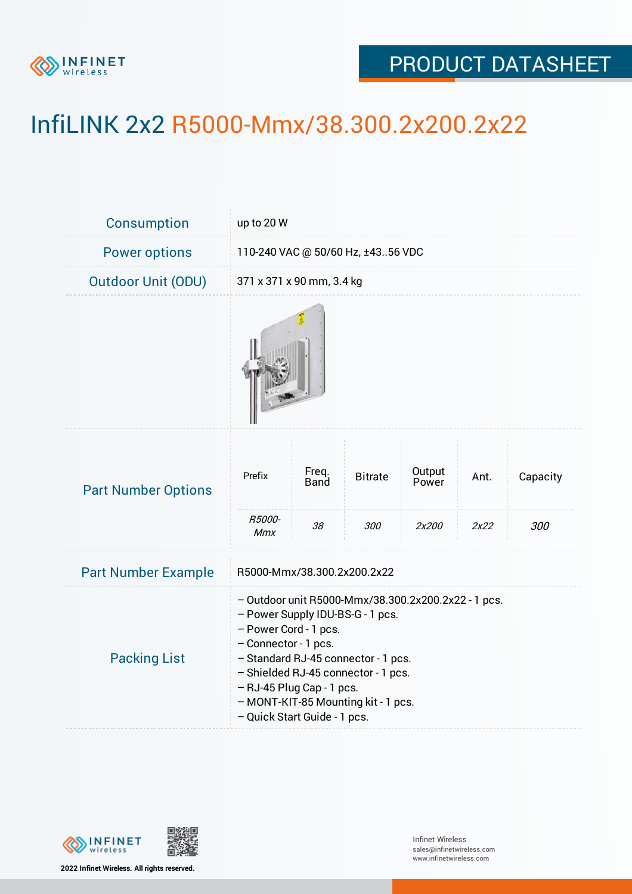# InfiLINK 2x2 R5000-Mmx/38.300.2x200.2x22

| | |
|---|---|
| Consumption | up to 20 W |
| Power options | 110-240 VAC @ 50/60 Hz, ±43..56 VDC |
| Outdoor Unit (ODU) | 371 x 371 x 90 mm, 3.4 kg |

## Part Number Options

| Prefix | Freq. Band | Bitrate | Output Power | Ant. | Capacity |
|---|---|---|---|---|---|
| *R5000-Mmx* | *38* | *300* | *2x200* | *2x22* | *300* |

## Part Number Example

R5000-Mmx/38.300.2x200.2x22

## Packing List

- Outdoor unit R5000-Mmx/38.300.2x200.2x22 - 1 pcs.
- Power Supply IDU-BS-G - 1 pcs.
- Power Cord - 1 pcs.
- Connector - 1 pcs.
- Standard RJ-45 connector - 1 pcs.
- Shielded RJ-45 connector - 1 pcs.
- RJ-45 Plug Cap - 1 pcs.
- MONT-KIT-85 Mounting kit - 1 pcs.
- Quick Start Guide - 1 pcs.

2022 Infinet Wireless. All rights reserved.

Infinet Wireless
sales@infinetwireless.com
www.infinetwireless.com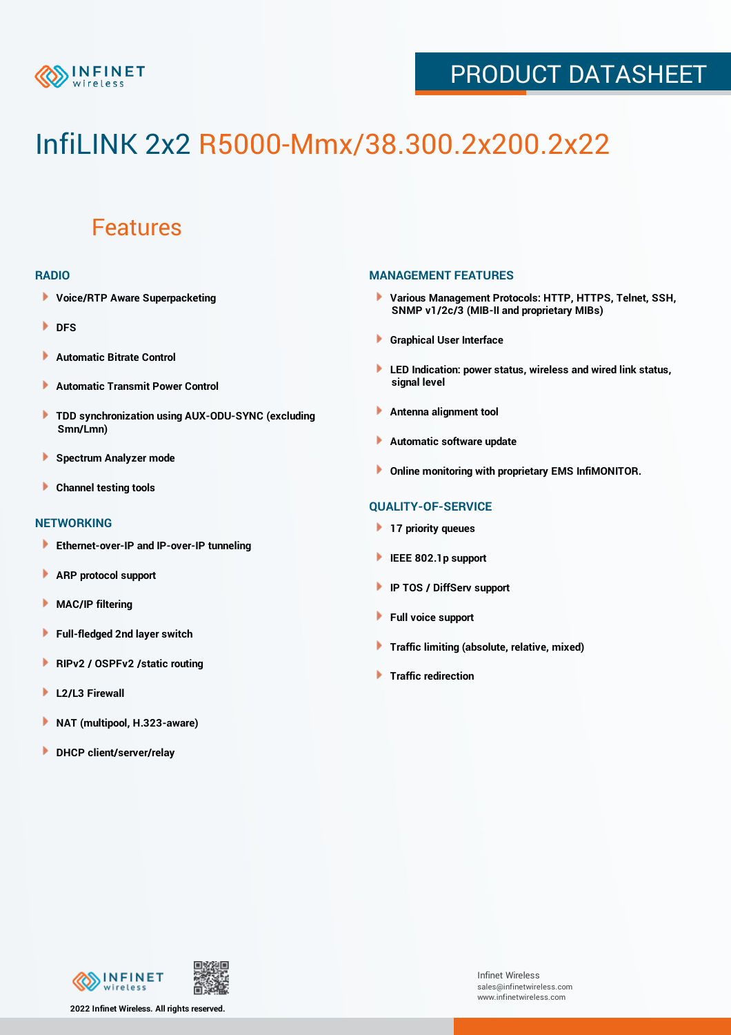# InfiLINK 2x2 R5000-Mmx/38.300.2x200.2x22

## Features

### RADIO

- Voice/RTP Aware Superpacketing
- DFS
- Automatic Bitrate Control
- Automatic Transmit Power Control
- TDD synchronization using AUX-ODU-SYNC (excluding Smn/Lmn)
- Spectrum Analyzer mode
- Channel testing tools

### NETWORKING

- Ethernet-over-IP and IP-over-IP tunneling
- ARP protocol support
- MAC/IP filtering
- Full-fledged 2nd layer switch
- RIPv2 / OSPFv2 /static routing
- L2/L3 Firewall
- NAT (multipool, H.323-aware)
- DHCP client/server/relay

### MANAGEMENT FEATURES

- Various Management Protocols: HTTP, HTTPS, Telnet, SSH, SNMP v1/2c/3 (MIB-II and proprietary MIBs)
- Graphical User Interface
- LED Indication: power status, wireless and wired link status, signal level
- Antenna alignment tool
- Automatic software update
- Online monitoring with proprietary EMS InfiMONITOR.

### QUALITY-OF-SERVICE

- 17 priority queues
- IEEE 802.1p support
- IP TOS / DiffServ support
- Full voice support
- Traffic limiting (absolute, relative, mixed)
- Traffic redirection

2022 Infinet Wireless. All rights reserved.

Infinet Wireless
sales@infinetwireless.com
www.infinetwireless.com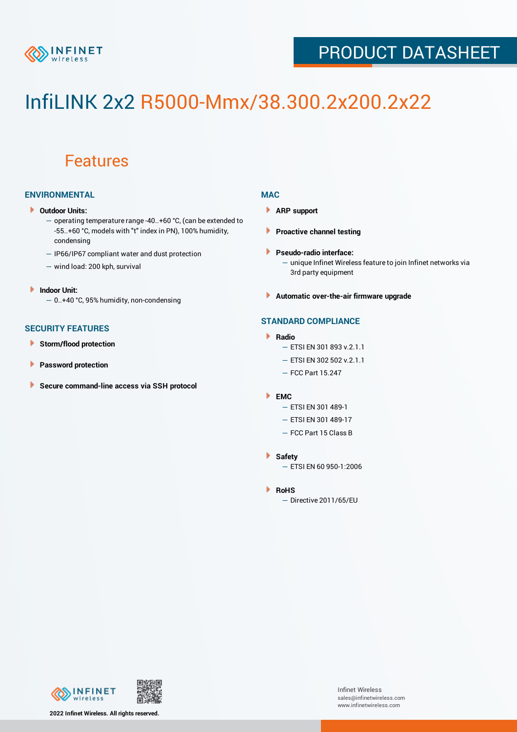# InfiLINK 2x2 R5000-Mmx/38.300.2x200.2x22

## Features

### ENVIRONMENTAL

- **Outdoor Units:**
  - operating temperature range -40..+60 °C, (can be extended to -55..+60 °C, models with "t" index in PN), 100% humidity, condensing
  - IP66/IP67 compliant water and dust protection
  - wind load: 200 kph, survival
- **Indoor Unit:**
  - 0..+40 °C, 95% humidity, non-condensing

### SECURITY FEATURES

- **Storm/flood protection**
- **Password protection**
- **Secure command-line access via SSH protocol**

### MAC

- **ARP support**
- **Proactive channel testing**
- **Pseudo-radio interface:**
  - unique Infinet Wireless feature to join Infinet networks via 3rd party equipment
- **Automatic over-the-air firmware upgrade**

### STANDARD COMPLIANCE

- **Radio**
  - ETSI EN 301 893 v.2.1.1
  - ETSI EN 302 502 v.2.1.1
  - FCC Part 15.247
- **EMC**
  - ETSI EN 301 489-1
  - ETSI EN 301 489-17
  - FCC Part 15 Class B
- **Safety**
  - ETSI EN 60 950-1:2006
- **RoHS**
  - Directive 2011/65/EU

**2022 Infinet Wireless. All rights reserved.**

Infinet Wireless
sales@infinetwireless.com
www.infinetwireless.com